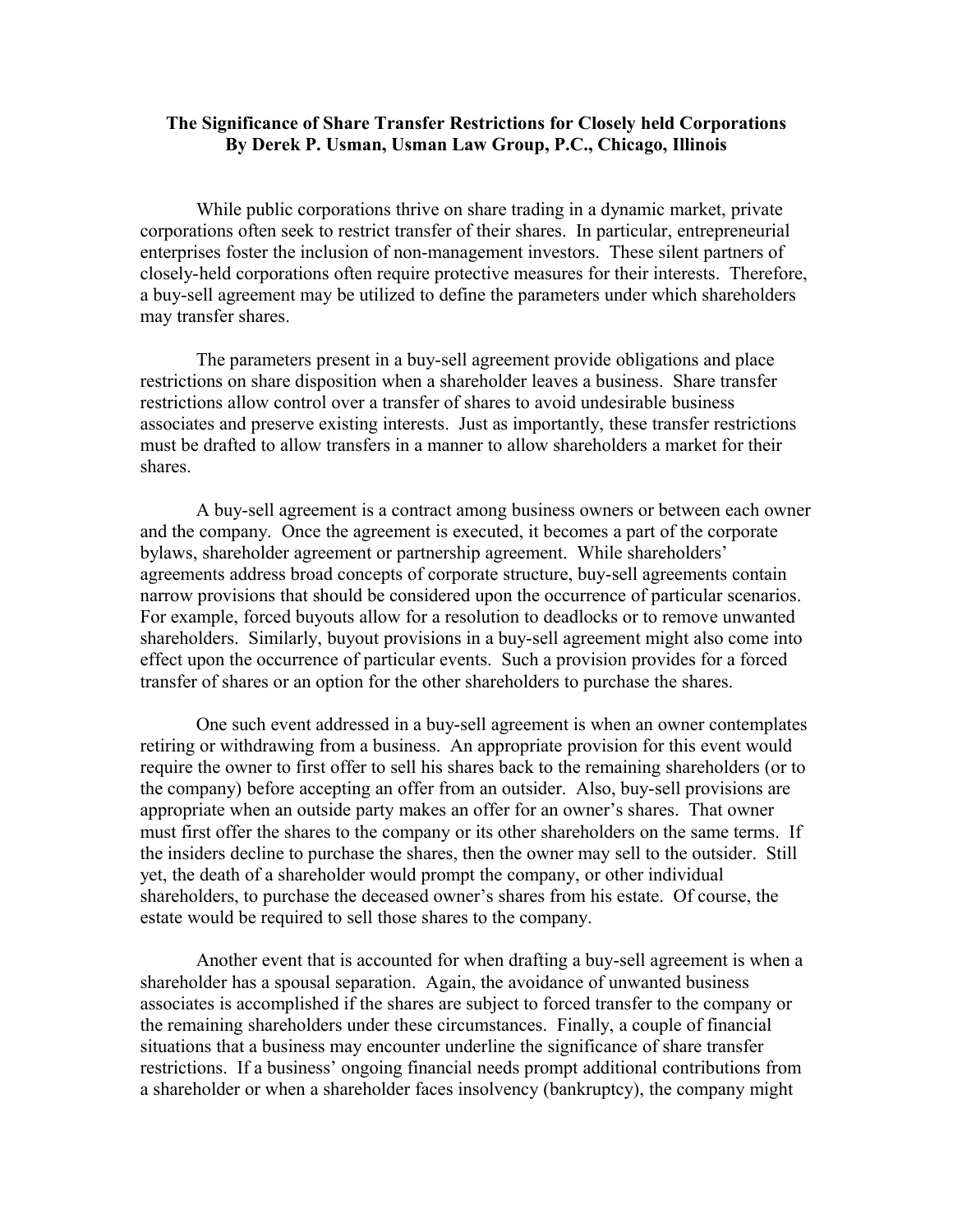# The Significance of Share Transfer Restrictions for Closely held Corporations

**By Derek P. Usman, Usman Law Group, P.C., Chicago, Illinois**

While public corporations thrive on share trading in a dynamic market, private corporations often seek to restrict transfer of their shares. In particular, entrepreneurial enterprises foster the inclusion of non-management investors. These silent partners of closely-held corporations often require protective measures for their interests. Therefore, a buy-sell agreement may be utilized to define the parameters under which shareholders may transfer shares.

The parameters present in a buy-sell agreement provide obligations and place restrictions on share disposition when a shareholder leaves a business. Share transfer restrictions allow control over a transfer of shares to avoid undesirable business associates and preserve existing interests. Just as importantly, these transfer restrictions must be drafted to allow transfers in a manner to allow shareholders a market for their shares.

A buy-sell agreement is a contract among business owners or between each owner and the company. Once the agreement is executed, it becomes a part of the corporate bylaws, shareholder agreement or partnership agreement. While shareholders' agreements address broad concepts of corporate structure, buy-sell agreements contain narrow provisions that should be considered upon the occurrence of particular scenarios. For example, forced buyouts allow for a resolution to deadlocks or to remove unwanted shareholders. Similarly, buyout provisions in a buy-sell agreement might also come into effect upon the occurrence of particular events. Such a provision provides for a forced transfer of shares or an option for the other shareholders to purchase the shares.

One such event addressed in a buy-sell agreement is when an owner contemplates retiring or withdrawing from a business. An appropriate provision for this event would require the owner to first offer to sell his shares back to the remaining shareholders (or to the company) before accepting an offer from an outsider. Also, buy-sell provisions are appropriate when an outside party makes an offer for an owner's shares. That owner must first offer the shares to the company or its other shareholders on the same terms. If the insiders decline to purchase the shares, then the owner may sell to the outsider. Still yet, the death of a shareholder would prompt the company, or other individual shareholders, to purchase the deceased owner's shares from his estate. Of course, the estate would be required to sell those shares to the company.

Another event that is accounted for when drafting a buy-sell agreement is when a shareholder has a spousal separation. Again, the avoidance of unwanted business associates is accomplished if the shares are subject to forced transfer to the company or the remaining shareholders under these circumstances. Finally, a couple of financial situations that a business may encounter underline the significance of share transfer restrictions. If a business' ongoing financial needs prompt additional contributions from a shareholder or when a shareholder faces insolvency (bankruptcy), the company might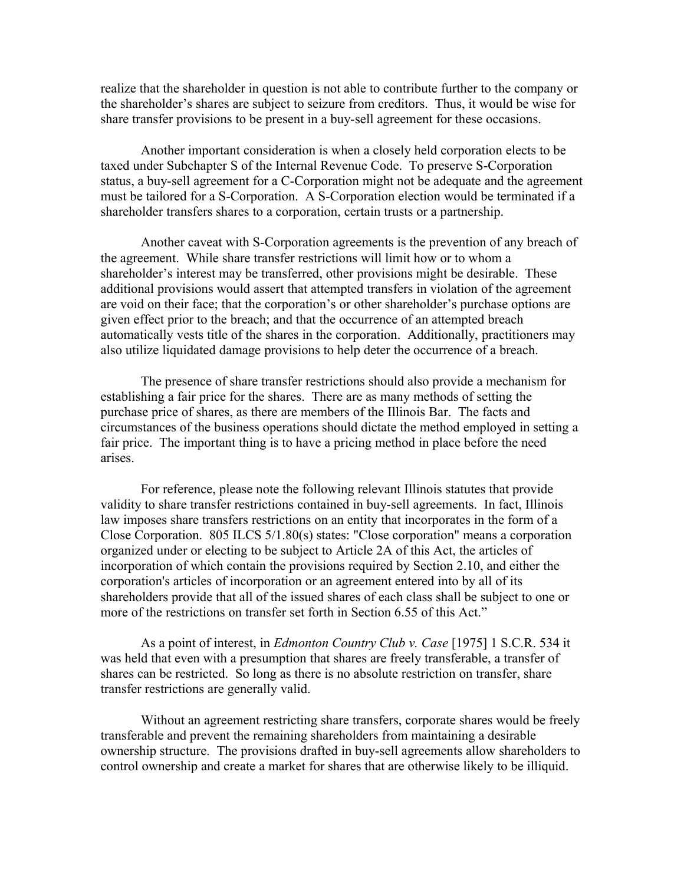realize that the shareholder in question is not able to contribute further to the company or the shareholder's shares are subject to seizure from creditors. Thus, it would be wise for share transfer provisions to be present in a buy-sell agreement for these occasions.

Another important consideration is when a closely held corporation elects to be taxed under Subchapter S of the Internal Revenue Code. To preserve S-Corporation status, a buy-sell agreement for a C-Corporation might not be adequate and the agreement must be tailored for a S-Corporation. A S-Corporation election would be terminated if a shareholder transfers shares to a corporation, certain trusts or a partnership.

Another caveat with S-Corporation agreements is the prevention of any breach of the agreement. While share transfer restrictions will limit how or to whom a shareholder's interest may be transferred, other provisions might be desirable. These additional provisions would assert that attempted transfers in violation of the agreement are void on their face; that the corporation's or other shareholder's purchase options are given effect prior to the breach; and that the occurrence of an attempted breach automatically vests title of the shares in the corporation. Additionally, practitioners may also utilize liquidated damage provisions to help deter the occurrence of a breach.

The presence of share transfer restrictions should also provide a mechanism for establishing a fair price for the shares. There are as many methods of setting the purchase price of shares, as there are members of the Illinois Bar. The facts and circumstances of the business operations should dictate the method employed in setting a fair price. The important thing is to have a pricing method in place before the need arises.

For reference, please note the following relevant Illinois statutes that provide validity to share transfer restrictions contained in buy-sell agreements. In fact, Illinois law imposes share transfers restrictions on an entity that incorporates in the form of a Close Corporation. 805 ILCS 5/1.80(s) states: "Close corporation" means a corporation organized under or electing to be subject to Article 2A of this Act, the articles of incorporation of which contain the provisions required by Section 2.10, and either the corporation's articles of incorporation or an agreement entered into by all of its shareholders provide that all of the issued shares of each class shall be subject to one or more of the restrictions on transfer set forth in Section 6.55 of this Act."

As a point of interest, in *Edmonton Country Club v. Case* [1975] 1 S.C.R. 534 it was held that even with a presumption that shares are freely transferable, a transfer of shares can be restricted. So long as there is no absolute restriction on transfer, share transfer restrictions are generally valid.

Without an agreement restricting share transfers, corporate shares would be freely transferable and prevent the remaining shareholders from maintaining a desirable ownership structure. The provisions drafted in buy-sell agreements allow shareholders to control ownership and create a market for shares that are otherwise likely to be illiquid.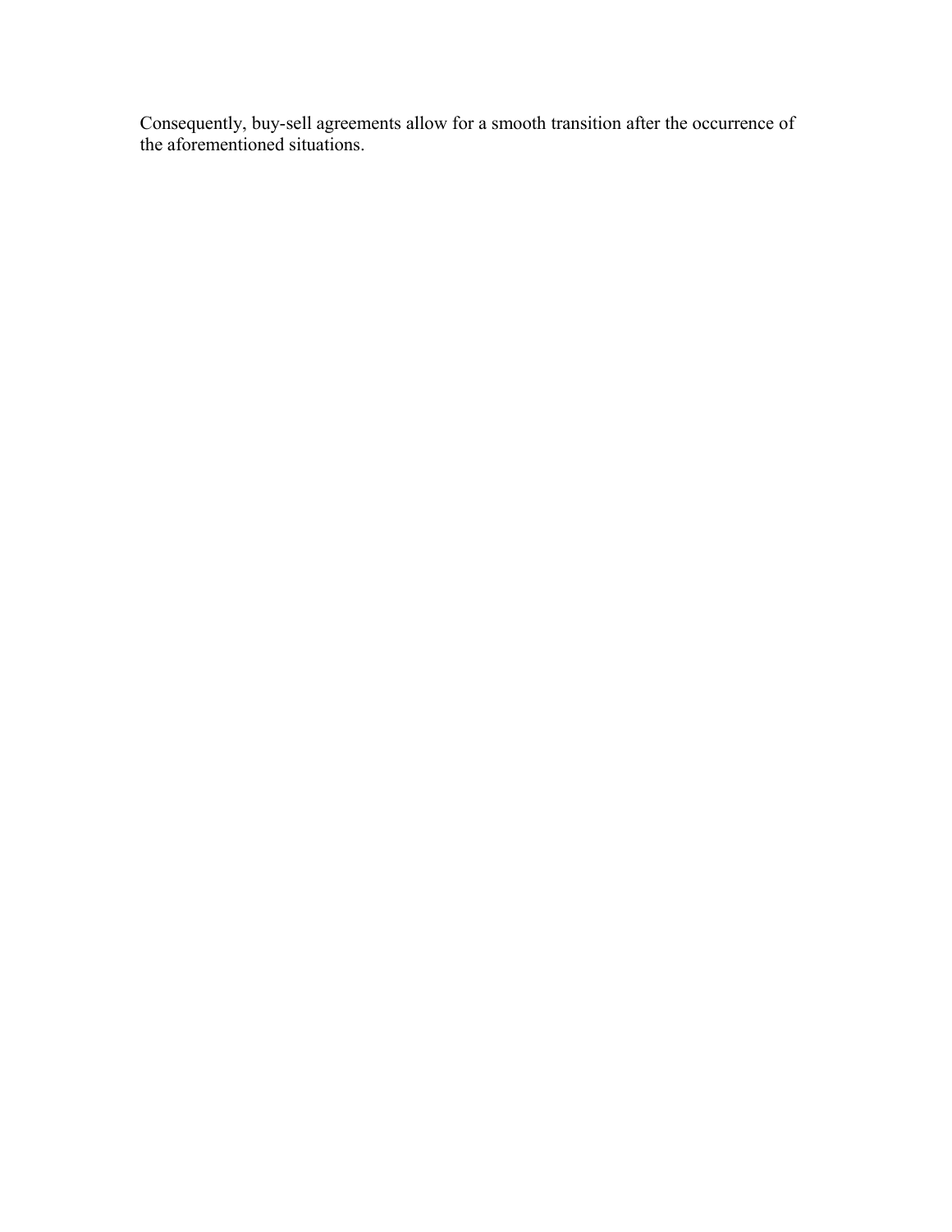Consequently, buy-sell agreements allow for a smooth transition after the occurrence of the aforementioned situations.